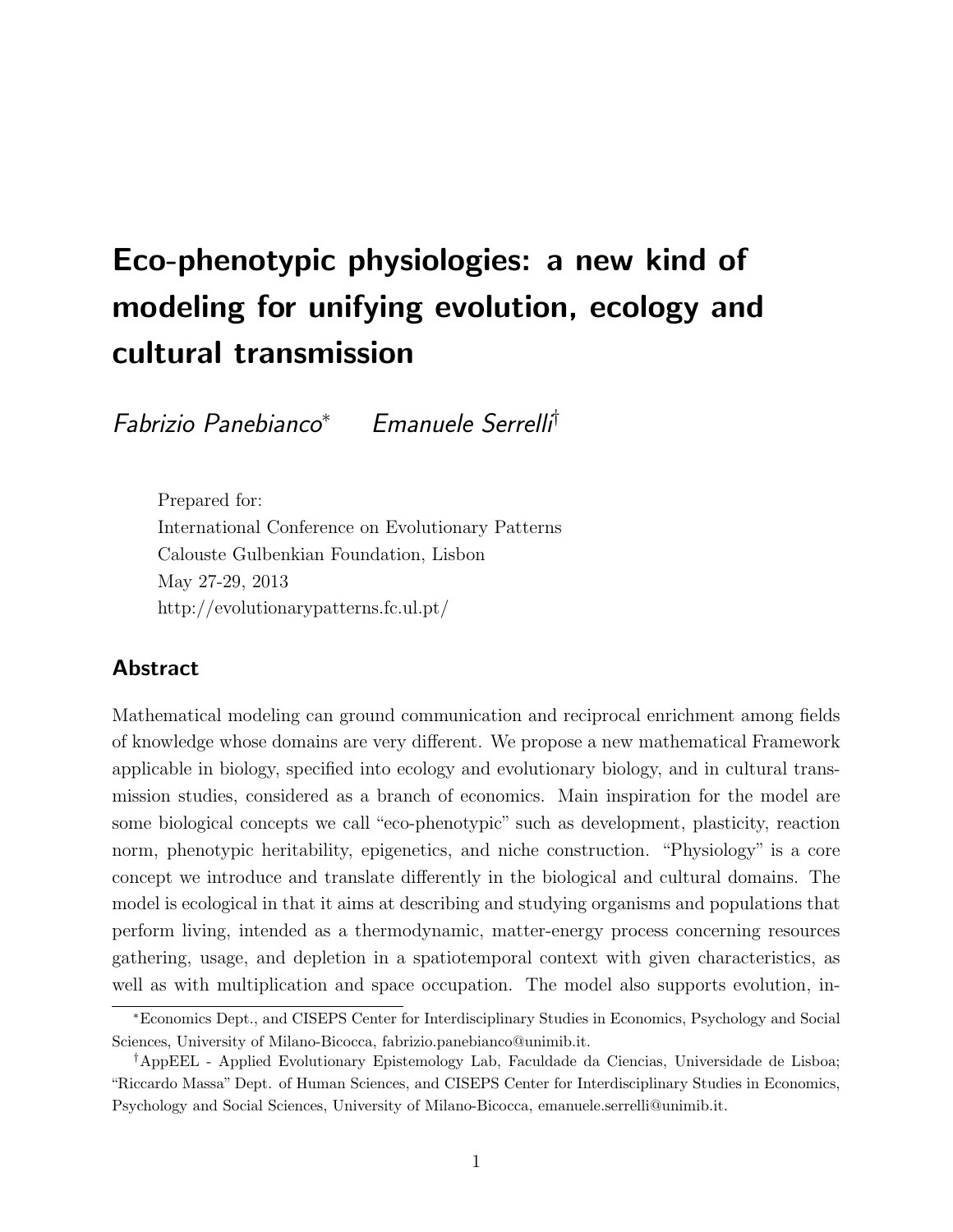# Eco-phenotypic physiologies: a new kind of modeling for unifying evolution, ecology and cultural transmission

*Fabrizio Panebianco*[*] *Emanuele Serrelli*[†]

Prepared for:
International Conference on Evolutionary Patterns
Calouste Gulbenkian Foundation, Lisbon
May 27-29, 2013
http://evolutionarypatterns.fc.ul.pt/

## Abstract

Mathematical modeling can ground communication and reciprocal enrichment among fields of knowledge whose domains are very different. We propose a new mathematical Framework applicable in biology, specified into ecology and evolutionary biology, and in cultural transmission studies, considered as a branch of economics. Main inspiration for the model are some biological concepts we call "eco-phenotypic" such as development, plasticity, reaction norm, phenotypic heritability, epigenetics, and niche construction. "Physiology" is a core concept we introduce and translate differently in the biological and cultural domains. The model is ecological in that it aims at describing and studying organisms and populations that perform living, intended as a thermodynamic, matter-energy process concerning resources gathering, usage, and depletion in a spatiotemporal context with given characteristics, as well as with multiplication and space occupation. The model also supports evolution, in-

[*]Economics Dept., and CISEPS Center for Interdisciplinary Studies in Economics, Psychology and Social Sciences, University of Milano-Bicocca, fabrizio.panebianco@unimib.it.

[†]AppEEL - Applied Evolutionary Epistemology Lab, Faculdade da Ciencias, Universidade de Lisboa; "Riccardo Massa" Dept. of Human Sciences, and CISEPS Center for Interdisciplinary Studies in Economics, Psychology and Social Sciences, University of Milano-Bicocca, emanuele.serrelli@unimib.it.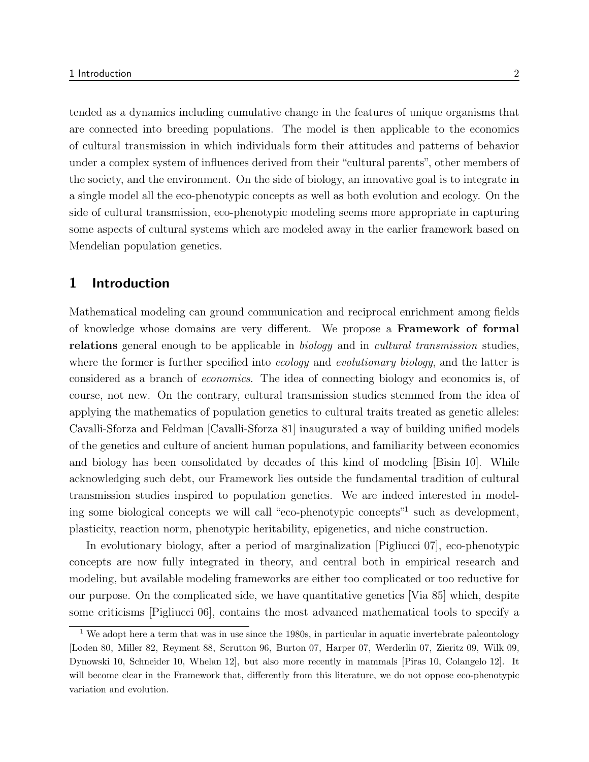tended as a dynamics including cumulative change in the features of unique organisms that are connected into breeding populations. The model is then applicable to the economics of cultural transmission in which individuals form their attitudes and patterns of behavior under a complex system of influences derived from their "cultural parents", other members of the society, and the environment. On the side of biology, an innovative goal is to integrate in a single model all the eco-phenotypic concepts as well as both evolution and ecology. On the side of cultural transmission, eco-phenotypic modeling seems more appropriate in capturing some aspects of cultural systems which are modeled away in the earlier framework based on Mendelian population genetics.

## 1 Introduction

Mathematical modeling can ground communication and reciprocal enrichment among fields of knowledge whose domains are very different. We propose a **Framework of formal relations** general enough to be applicable in *biology* and in *cultural transmission* studies, where the former is further specified into *ecology* and *evolutionary biology*, and the latter is considered as a branch of *economics*. The idea of connecting biology and economics is, of course, not new. On the contrary, cultural transmission studies stemmed from the idea of applying the mathematics of population genetics to cultural traits treated as genetic alleles: Cavalli-Sforza and Feldman [Cavalli-Sforza 81] inaugurated a way of building unified models of the genetics and culture of ancient human populations, and familiarity between economics and biology has been consolidated by decades of this kind of modeling [Bisin 10]. While acknowledging such debt, our Framework lies outside the fundamental tradition of cultural transmission studies inspired to population genetics. We are indeed interested in modeling some biological concepts we will call "eco-phenotypic concepts"[1] such as development, plasticity, reaction norm, phenotypic heritability, epigenetics, and niche construction.

In evolutionary biology, after a period of marginalization [Pigliucci 07], eco-phenotypic concepts are now fully integrated in theory, and central both in empirical research and modeling, but available modeling frameworks are either too complicated or too reductive for our purpose. On the complicated side, we have quantitative genetics [Via 85] which, despite some criticisms [Pigliucci 06], contains the most advanced mathematical tools to specify a

[1] We adopt here a term that was in use since the 1980s, in particular in aquatic invertebrate paleontology [Loden 80, Miller 82, Reyment 88, Scrutton 96, Burton 07, Harper 07, Werderlin 07, Zieritz 09, Wilk 09, Dynowski 10, Schneider 10, Whelan 12], but also more recently in mammals [Piras 10, Colangelo 12]. It will become clear in the Framework that, differently from this literature, we do not oppose eco-phenotypic variation and evolution.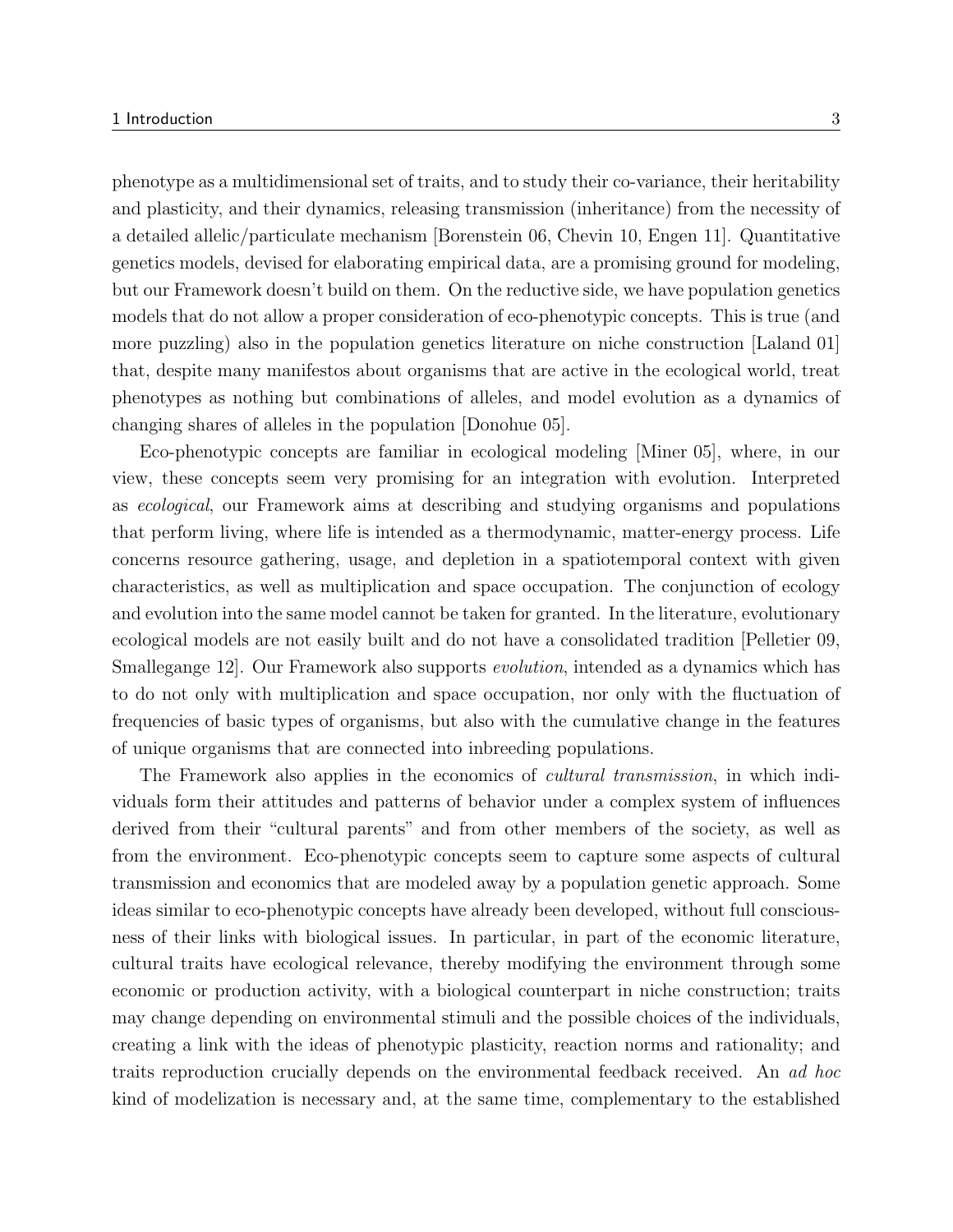phenotype as a multidimensional set of traits, and to study their co-variance, their heritability and plasticity, and their dynamics, releasing transmission (inheritance) from the necessity of a detailed allelic/particulate mechanism [Borenstein 06, Chevin 10, Engen 11]. Quantitative genetics models, devised for elaborating empirical data, are a promising ground for modeling, but our Framework doesn't build on them. On the reductive side, we have population genetics models that do not allow a proper consideration of eco-phenotypic concepts. This is true (and more puzzling) also in the population genetics literature on niche construction [Laland 01] that, despite many manifestos about organisms that are active in the ecological world, treat phenotypes as nothing but combinations of alleles, and model evolution as a dynamics of changing shares of alleles in the population [Donohue 05].

Eco-phenotypic concepts are familiar in ecological modeling [Miner 05], where, in our view, these concepts seem very promising for an integration with evolution. Interpreted as *ecological*, our Framework aims at describing and studying organisms and populations that perform living, where life is intended as a thermodynamic, matter-energy process. Life concerns resource gathering, usage, and depletion in a spatiotemporal context with given characteristics, as well as multiplication and space occupation. The conjunction of ecology and evolution into the same model cannot be taken for granted. In the literature, evolutionary ecological models are not easily built and do not have a consolidated tradition [Pelletier 09, Smallegange 12]. Our Framework also supports *evolution*, intended as a dynamics which has to do not only with multiplication and space occupation, nor only with the fluctuation of frequencies of basic types of organisms, but also with the cumulative change in the features of unique organisms that are connected into inbreeding populations.

The Framework also applies in the economics of *cultural transmission*, in which individuals form their attitudes and patterns of behavior under a complex system of influences derived from their "cultural parents" and from other members of the society, as well as from the environment. Eco-phenotypic concepts seem to capture some aspects of cultural transmission and economics that are modeled away by a population genetic approach. Some ideas similar to eco-phenotypic concepts have already been developed, without full consciousness of their links with biological issues. In particular, in part of the economic literature, cultural traits have ecological relevance, thereby modifying the environment through some economic or production activity, with a biological counterpart in niche construction; traits may change depending on environmental stimuli and the possible choices of the individuals, creating a link with the ideas of phenotypic plasticity, reaction norms and rationality; and traits reproduction crucially depends on the environmental feedback received. An *ad hoc* kind of modelization is necessary and, at the same time, complementary to the established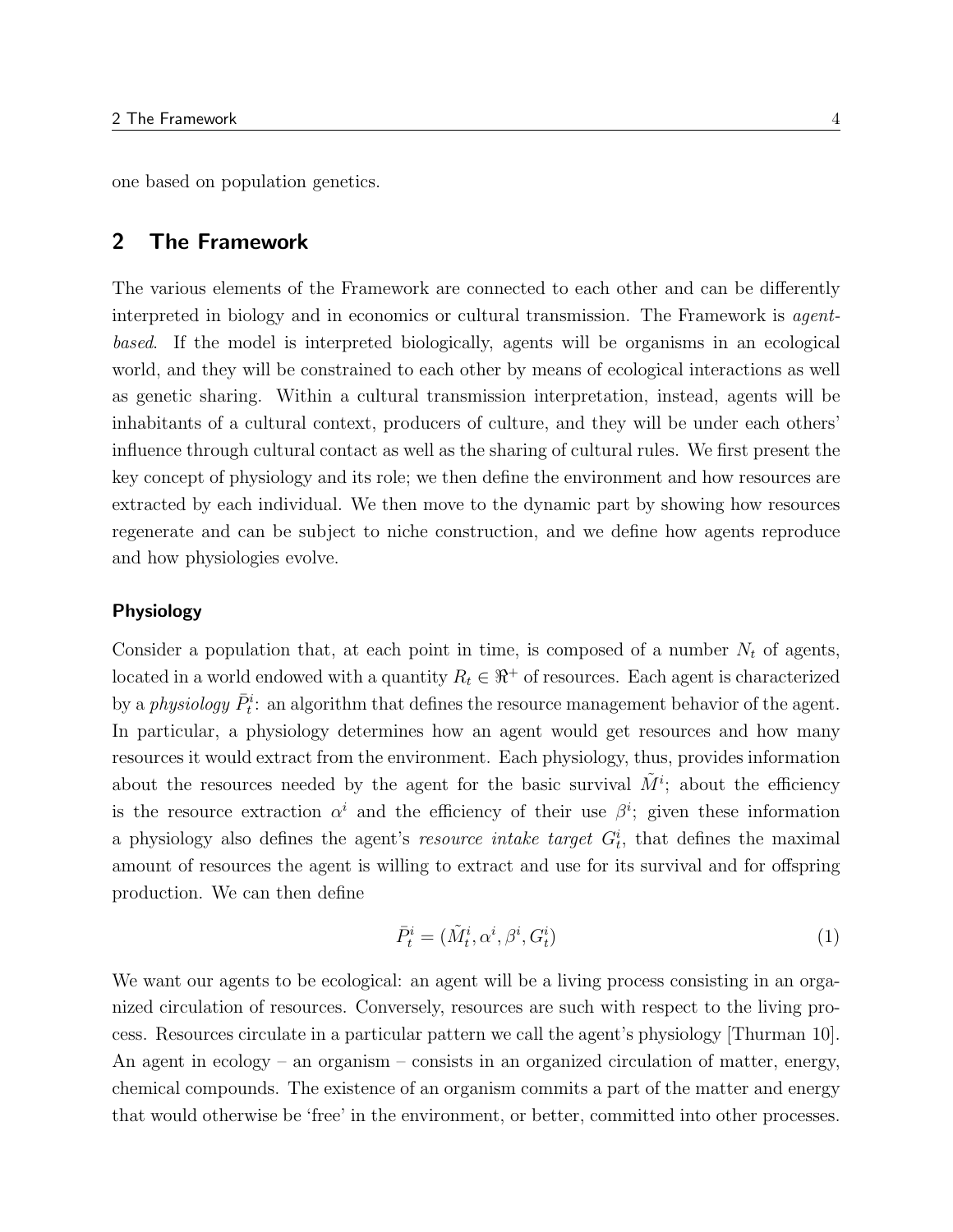one based on population genetics.

## 2 The Framework

The various elements of the Framework are connected to each other and can be differently interpreted in biology and in economics or cultural transmission. The Framework is *agent-based*. If the model is interpreted biologically, agents will be organisms in an ecological world, and they will be constrained to each other by means of ecological interactions as well as genetic sharing. Within a cultural transmission interpretation, instead, agents will be inhabitants of a cultural context, producers of culture, and they will be under each others' influence through cultural contact as well as the sharing of cultural rules. We first present the key concept of physiology and its role; we then define the environment and how resources are extracted by each individual. We then move to the dynamic part by showing how resources regenerate and can be subject to niche construction, and we define how agents reproduce and how physiologies evolve.

### Physiology

Consider a population that, at each point in time, is composed of a number $N_t$ of agents, located in a world endowed with a quantity $R_t \in \Re^+$ of resources. Each agent is characterized by a *physiology* $\bar{P}^i_t$: an algorithm that defines the resource management behavior of the agent. In particular, a physiology determines how an agent would get resources and how many resources it would extract from the environment. Each physiology, thus, provides information about the resources needed by the agent for the basic survival $\tilde{M}^i$; about the efficiency is the resource extraction $\alpha^i$ and the efficiency of their use $\beta^i$; given these information a physiology also defines the agent's *resource intake target* $G^i_t$, that defines the maximal amount of resources the agent is willing to extract and use for its survival and for offspring production. We can then define

$$\bar{P}^i_t = (\tilde{M}^i_t, \alpha^i, \beta^i, G^i_t) \tag{1}$$

We want our agents to be ecological: an agent will be a living process consisting in an organized circulation of resources. Conversely, resources are such with respect to the living process. Resources circulate in a particular pattern we call the agent's physiology [Thurman 10]. An agent in ecology – an organism – consists in an organized circulation of matter, energy, chemical compounds. The existence of an organism commits a part of the matter and energy that would otherwise be 'free' in the environment, or better, committed into other processes.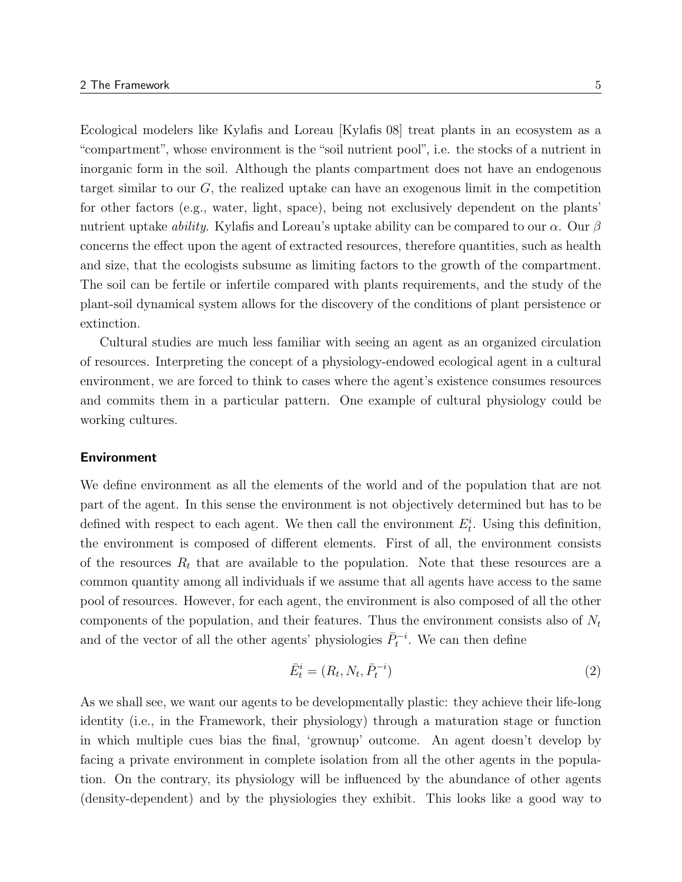Ecological modelers like Kylafis and Loreau [Kylafis 08] treat plants in an ecosystem as a "compartment", whose environment is the "soil nutrient pool", i.e. the stocks of a nutrient in inorganic form in the soil. Although the plants compartment does not have an endogenous target similar to our $G$, the realized uptake can have an exogenous limit in the competition for other factors (e.g., water, light, space), being not exclusively dependent on the plants' nutrient uptake *ability*. Kylafis and Loreau's uptake ability can be compared to our $\alpha$. Our $\beta$ concerns the effect upon the agent of extracted resources, therefore quantities, such as health and size, that the ecologists subsume as limiting factors to the growth of the compartment. The soil can be fertile or infertile compared with plants requirements, and the study of the plant-soil dynamical system allows for the discovery of the conditions of plant persistence or extinction.

Cultural studies are much less familiar with seeing an agent as an organized circulation of resources. Interpreting the concept of a physiology-endowed ecological agent in a cultural environment, we are forced to think to cases where the agent's existence consumes resources and commits them in a particular pattern. One example of cultural physiology could be working cultures.

#### Environment

We define environment as all the elements of the world and of the population that are not part of the agent. In this sense the environment is not objectively determined but has to be defined with respect to each agent. We then call the environment $E_t^i$. Using this definition, the environment is composed of different elements. First of all, the environment consists of the resources $R_t$ that are available to the population. Note that these resources are a common quantity among all individuals if we assume that all agents have access to the same pool of resources. However, for each agent, the environment is also composed of all the other components of the population, and their features. Thus the environment consists also of $N_t$ and of the vector of all the other agents' physiologies $\bar{P}_t^{-i}$. We can then define

$$\bar{E}_t^i = (R_t, N_t, \bar{P}_t^{-i}) \tag{2}$$

As we shall see, we want our agents to be developmentally plastic: they achieve their life-long identity (i.e., in the Framework, their physiology) through a maturation stage or function in which multiple cues bias the final, 'grownup' outcome. An agent doesn't develop by facing a private environment in complete isolation from all the other agents in the population. On the contrary, its physiology will be influenced by the abundance of other agents (density-dependent) and by the physiologies they exhibit. This looks like a good way to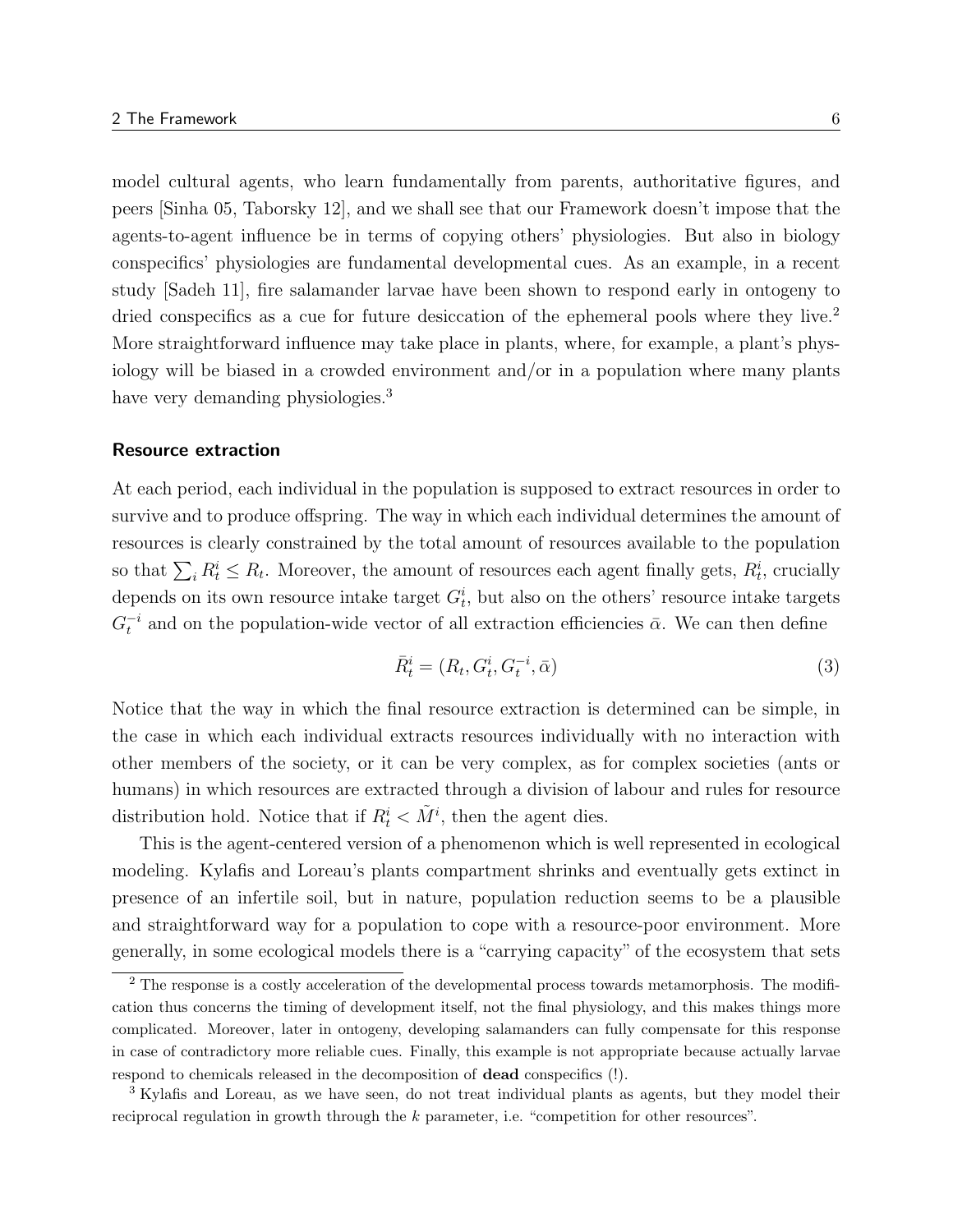model cultural agents, who learn fundamentally from parents, authoritative figures, and peers [Sinha 05, Taborsky 12], and we shall see that our Framework doesn't impose that the agents-to-agent influence be in terms of copying others' physiologies. But also in biology conspecifics' physiologies are fundamental developmental cues. As an example, in a recent study [Sadeh 11], fire salamander larvae have been shown to respond early in ontogeny to dried conspecifics as a cue for future desiccation of the ephemeral pools where they live.[2] More straightforward influence may take place in plants, where, for example, a plant's physiology will be biased in a crowded environment and/or in a population where many plants have very demanding physiologies.[3]

### Resource extraction

At each period, each individual in the population is supposed to extract resources in order to survive and to produce offspring. The way in which each individual determines the amount of resources is clearly constrained by the total amount of resources available to the population so that $\sum_i R_t^i \leq R_t$. Moreover, the amount of resources each agent finally gets, $R_t^i$, crucially depends on its own resource intake target $G_t^i$, but also on the others' resource intake targets $G_t^{-i}$ and on the population-wide vector of all extraction efficiencies $\bar{\alpha}$. We can then define

$$\bar{R}_t^i = (R_t, G_t^i, G_t^{-i}, \bar{\alpha}) \tag{3}$$

Notice that the way in which the final resource extraction is determined can be simple, in the case in which each individual extracts resources individually with no interaction with other members of the society, or it can be very complex, as for complex societies (ants or humans) in which resources are extracted through a division of labour and rules for resource distribution hold. Notice that if $R_t^i < \tilde{M}^i$, then the agent dies.

This is the agent-centered version of a phenomenon which is well represented in ecological modeling. Kylafis and Loreau's plants compartment shrinks and eventually gets extinct in presence of an infertile soil, but in nature, population reduction seems to be a plausible and straightforward way for a population to cope with a resource-poor environment. More generally, in some ecological models there is a "carrying capacity" of the ecosystem that sets

---

[2] The response is a costly acceleration of the developmental process towards metamorphosis. The modification thus concerns the timing of development itself, not the final physiology, and this makes things more complicated. Moreover, later in ontogeny, developing salamanders can fully compensate for this response in case of contradictory more reliable cues. Finally, this example is not appropriate because actually larvae respond to chemicals released in the decomposition of **dead** conspecifics (!).

[3] Kylafis and Loreau, as we have seen, do not treat individual plants as agents, but they model their reciprocal regulation in growth through the $k$ parameter, i.e. "competition for other resources".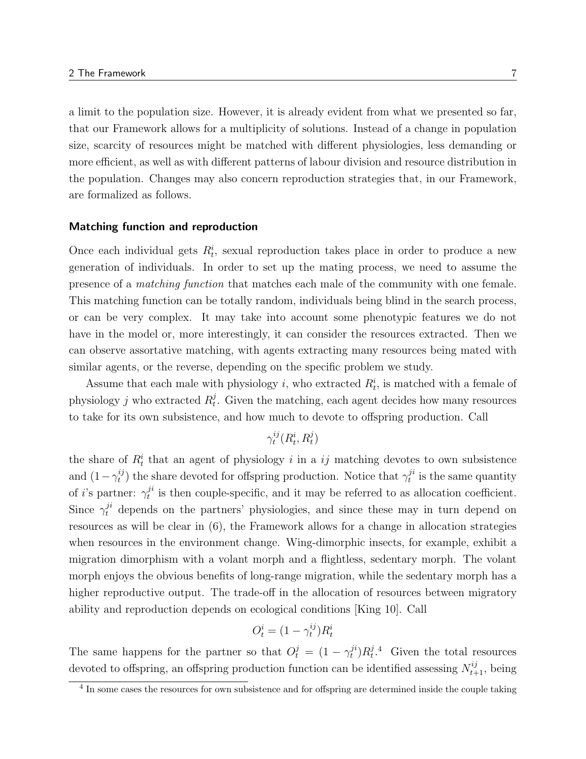a limit to the population size. However, it is already evident from what we presented so far, that our Framework allows for a multiplicity of solutions. Instead of a change in population size, scarcity of resources might be matched with different physiologies, less demanding or more efficient, as well as with different patterns of labour division and resource distribution in the population. Changes may also concern reproduction strategies that, in our Framework, are formalized as follows.

### Matching function and reproduction

Once each individual gets $R_t^i$, sexual reproduction takes place in order to produce a new generation of individuals. In order to set up the mating process, we need to assume the presence of a *matching function* that matches each male of the community with one female. This matching function can be totally random, individuals being blind in the search process, or can be very complex. It may take into account some phenotypic features we do not have in the model or, more interestingly, it can consider the resources extracted. Then we can observe assortative matching, with agents extracting many resources being mated with similar agents, or the reverse, depending on the specific problem we study.

Assume that each male with physiology $i$, who extracted $R_t^i$, is matched with a female of physiology $j$ who extracted $R_t^j$. Given the matching, each agent decides how many resources to take for its own subsistence, and how much to devote to offspring production. Call

$$\gamma_t^{ij}(R_t^i, R_t^j)$$

the share of $R_t^i$ that an agent of physiology $i$ in a $ij$ matching devotes to own subsistence and $(1-\gamma_t^{ij})$ the share devoted for offspring production. Notice that $\gamma_t^{ji}$ is the same quantity of $i$'s partner: $\gamma_t^{ji}$ is then couple-specific, and it may be referred to as allocation coefficient. Since $\gamma_t^{ji}$ depends on the partners' physiologies, and since these may in turn depend on resources as will be clear in (6), the Framework allows for a change in allocation strategies when resources in the environment change. Wing-dimorphic insects, for example, exhibit a migration dimorphism with a volant morph and a flightless, sedentary morph. The volant morph enjoys the obvious benefits of long-range migration, while the sedentary morph has a higher reproductive output. The trade-off in the allocation of resources between migratory ability and reproduction depends on ecological conditions [King 10]. Call

$$O_t^i = (1-\gamma_t^{ij})R_t^i$$

The same happens for the partner so that $O_t^j = (1-\gamma_t^{ji})R_t^j$.[4] Given the total resources devoted to offspring, an offspring production function can be identified assessing $N_{t+1}^{ij}$, being

[4] In some cases the resources for own subsistence and for offspring are determined inside the couple taking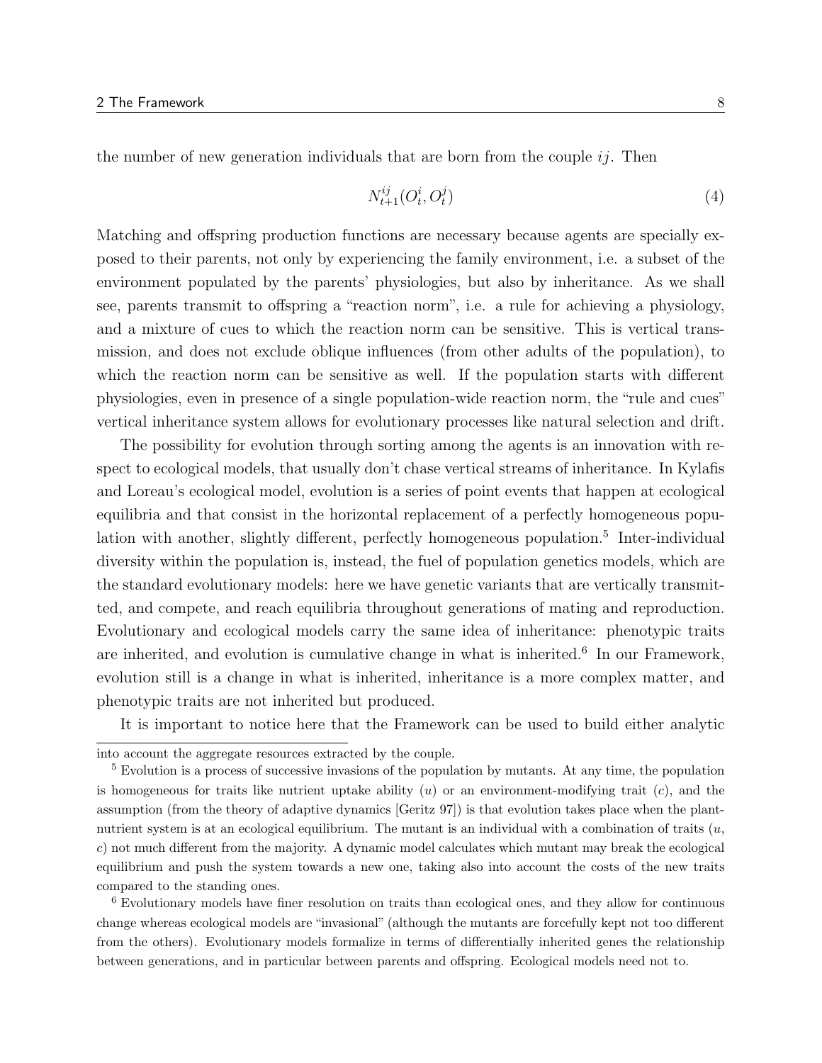the number of new generation individuals that are born from the couple $ij$. Then

$$N^{ij}_{t+1}(O^i_t, O^j_t) \tag{4}$$

Matching and offspring production functions are necessary because agents are specially exposed to their parents, not only by experiencing the family environment, i.e. a subset of the environment populated by the parents' physiologies, but also by inheritance. As we shall see, parents transmit to offspring a "reaction norm", i.e. a rule for achieving a physiology, and a mixture of cues to which the reaction norm can be sensitive. This is vertical transmission, and does not exclude oblique influences (from other adults of the population), to which the reaction norm can be sensitive as well. If the population starts with different physiologies, even in presence of a single population-wide reaction norm, the "rule and cues" vertical inheritance system allows for evolutionary processes like natural selection and drift.

The possibility for evolution through sorting among the agents is an innovation with respect to ecological models, that usually don't chase vertical streams of inheritance. In Kylafis and Loreau's ecological model, evolution is a series of point events that happen at ecological equilibria and that consist in the horizontal replacement of a perfectly homogeneous population with another, slightly different, perfectly homogeneous population.[5] Inter-individual diversity within the population is, instead, the fuel of population genetics models, which are the standard evolutionary models: here we have genetic variants that are vertically transmitted, and compete, and reach equilibria throughout generations of mating and reproduction. Evolutionary and ecological models carry the same idea of inheritance: phenotypic traits are inherited, and evolution is cumulative change in what is inherited.[6] In our Framework, evolution still is a change in what is inherited, inheritance is a more complex matter, and phenotypic traits are not inherited but produced.

It is important to notice here that the Framework can be used to build either analytic

---

into account the aggregate resources extracted by the couple.

[5] Evolution is a process of successive invasions of the population by mutants. At any time, the population is homogeneous for traits like nutrient uptake ability ($u$) or an environment-modifying trait ($c$), and the assumption (from the theory of adaptive dynamics [Geritz 97]) is that evolution takes place when the plant-nutrient system is at an ecological equilibrium. The mutant is an individual with a combination of traits ($u$, $c$) not much different from the majority. A dynamic model calculates which mutant may break the ecological equilibrium and push the system towards a new one, taking also into account the costs of the new traits compared to the standing ones.

[6] Evolutionary models have finer resolution on traits than ecological ones, and they allow for continuous change whereas ecological models are "invasional" (although the mutants are forcefully kept not too different from the others). Evolutionary models formalize in terms of differentially inherited genes the relationship between generations, and in particular between parents and offspring. Ecological models need not to.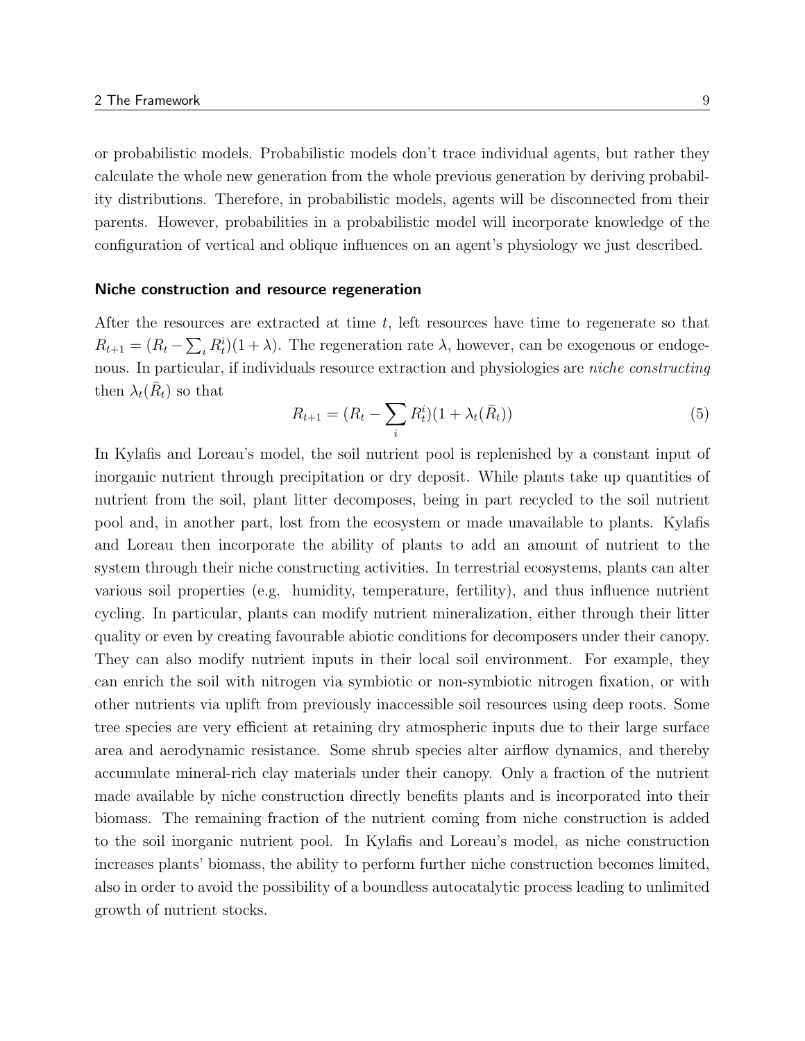or probabilistic models. Probabilistic models don't trace individual agents, but rather they calculate the whole new generation from the whole previous generation by deriving probability distributions. Therefore, in probabilistic models, agents will be disconnected from their parents. However, probabilities in a probabilistic model will incorporate knowledge of the configuration of vertical and oblique influences on an agent's physiology we just described.

### Niche construction and resource regeneration

After the resources are extracted at time $t$, left resources have time to regenerate so that $R_{t+1} = (R_t - \sum_i R_t^i)(1+\lambda)$. The regeneration rate $\lambda$, however, can be exogenous or endogenous. In particular, if individuals resource extraction and physiologies are *niche constructing* then $\lambda_t(\bar{R}_t)$ so that

$$R_{t+1} = (R_t - \sum_i R_t^i)(1 + \lambda_t(\bar{R}_t)) \tag{5}$$

In Kylafis and Loreau's model, the soil nutrient pool is replenished by a constant input of inorganic nutrient through precipitation or dry deposit. While plants take up quantities of nutrient from the soil, plant litter decomposes, being in part recycled to the soil nutrient pool and, in another part, lost from the ecosystem or made unavailable to plants. Kylafis and Loreau then incorporate the ability of plants to add an amount of nutrient to the system through their niche constructing activities. In terrestrial ecosystems, plants can alter various soil properties (e.g. humidity, temperature, fertility), and thus influence nutrient cycling. In particular, plants can modify nutrient mineralization, either through their litter quality or even by creating favourable abiotic conditions for decomposers under their canopy. They can also modify nutrient inputs in their local soil environment. For example, they can enrich the soil with nitrogen via symbiotic or non-symbiotic nitrogen fixation, or with other nutrients via uplift from previously inaccessible soil resources using deep roots. Some tree species are very efficient at retaining dry atmospheric inputs due to their large surface area and aerodynamic resistance. Some shrub species alter airflow dynamics, and thereby accumulate mineral-rich clay materials under their canopy. Only a fraction of the nutrient made available by niche construction directly benefits plants and is incorporated into their biomass. The remaining fraction of the nutrient coming from niche construction is added to the soil inorganic nutrient pool. In Kylafis and Loreau's model, as niche construction increases plants' biomass, the ability to perform further niche construction becomes limited, also in order to avoid the possibility of a boundless autocatalytic process leading to unlimited growth of nutrient stocks.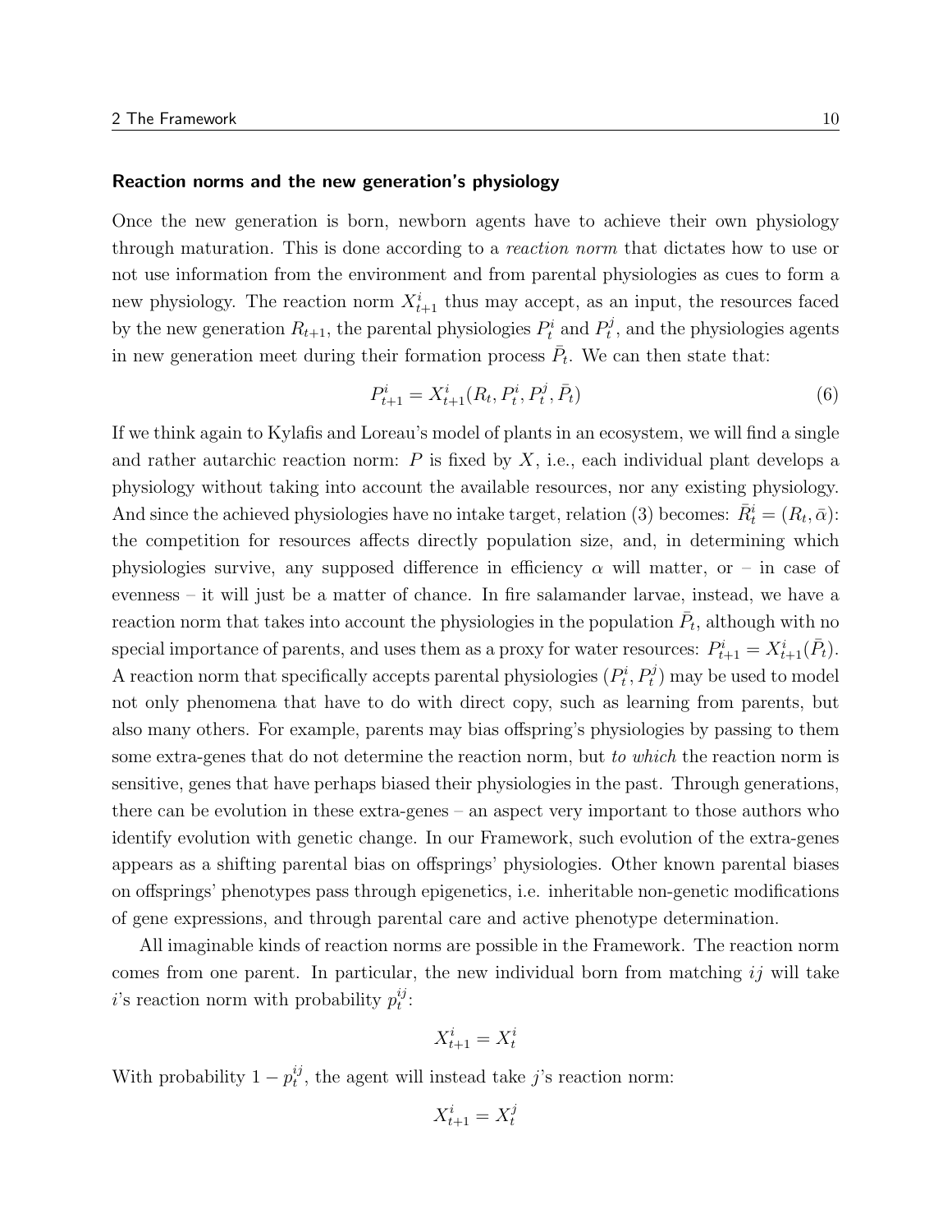#### Reaction norms and the new generation's physiology

Once the new generation is born, newborn agents have to achieve their own physiology through maturation. This is done according to a *reaction norm* that dictates how to use or not use information from the environment and from parental physiologies as cues to form a new physiology. The reaction norm $X^i_{t+1}$ thus may accept, as an input, the resources faced by the new generation $R_{t+1}$, the parental physiologies $P^i_t$ and $P^j_t$, and the physiologies agents in new generation meet during their formation process $\bar{P}_t$. We can then state that:

$$P^i_{t+1} = X^i_{t+1}(R_t, P^i_t, P^j_t, \bar{P}_t) \tag{6}$$

If we think again to Kylafis and Loreau's model of plants in an ecosystem, we will find a single and rather autarchic reaction norm: $P$ is fixed by $X$, i.e., each individual plant develops a physiology without taking into account the available resources, nor any existing physiology. And since the achieved physiologies have no intake target, relation (3) becomes: $\bar{R}^i_t = (R_t, \bar{\alpha})$: the competition for resources affects directly population size, and, in determining which physiologies survive, any supposed difference in efficiency $\alpha$ will matter, or – in case of evenness – it will just be a matter of chance. In fire salamander larvae, instead, we have a reaction norm that takes into account the physiologies in the population $\bar{P}_t$, although with no special importance of parents, and uses them as a proxy for water resources: $P^i_{t+1} = X^i_{t+1}(\bar{P}_t)$. A reaction norm that specifically accepts parental physiologies $(P^i_t, P^j_t)$ may be used to model not only phenomena that have to do with direct copy, such as learning from parents, but also many others. For example, parents may bias offspring's physiologies by passing to them some extra-genes that do not determine the reaction norm, but *to which* the reaction norm is sensitive, genes that have perhaps biased their physiologies in the past. Through generations, there can be evolution in these extra-genes – an aspect very important to those authors who identify evolution with genetic change. In our Framework, such evolution of the extra-genes appears as a shifting parental bias on offsprings' physiologies. Other known parental biases on offsprings' phenotypes pass through epigenetics, i.e. inheritable non-genetic modifications of gene expressions, and through parental care and active phenotype determination.

All imaginable kinds of reaction norms are possible in the Framework. The reaction norm comes from one parent. In particular, the new individual born from matching $ij$ will take $i$'s reaction norm with probability $p^{ij}_t$:

$$X^i_{t+1} = X^i_t$$

With probability $1 - p^{ij}_t$, the agent will instead take $j$'s reaction norm:

$$X^i_{t+1} = X^j_t$$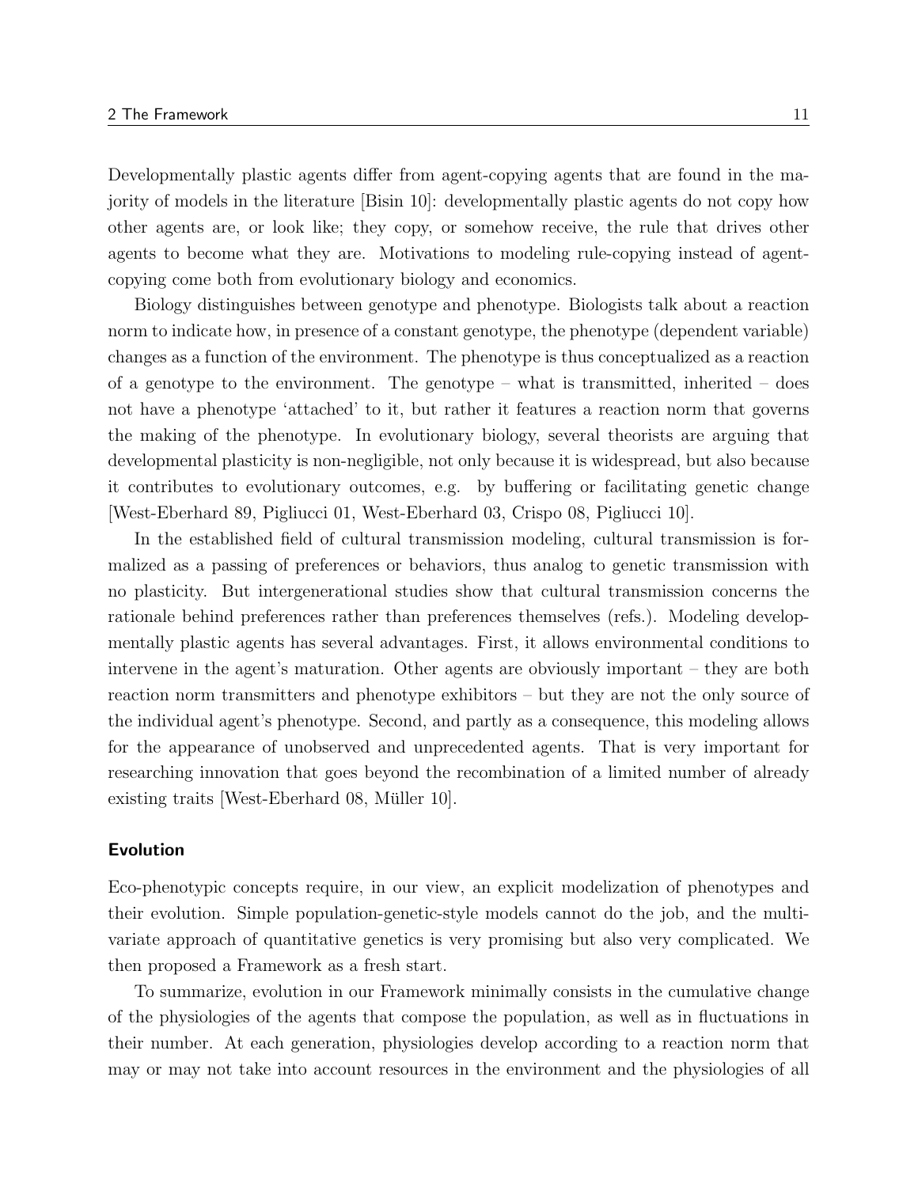Developmentally plastic agents differ from agent-copying agents that are found in the majority of models in the literature [Bisin 10]: developmentally plastic agents do not copy how other agents are, or look like; they copy, or somehow receive, the rule that drives other agents to become what they are. Motivations to modeling rule-copying instead of agent-copying come both from evolutionary biology and economics.

Biology distinguishes between genotype and phenotype. Biologists talk about a reaction norm to indicate how, in presence of a constant genotype, the phenotype (dependent variable) changes as a function of the environment. The phenotype is thus conceptualized as a reaction of a genotype to the environment. The genotype – what is transmitted, inherited – does not have a phenotype 'attached' to it, but rather it features a reaction norm that governs the making of the phenotype. In evolutionary biology, several theorists are arguing that developmental plasticity is non-negligible, not only because it is widespread, but also because it contributes to evolutionary outcomes, e.g. by buffering or facilitating genetic change [West-Eberhard 89, Pigliucci 01, West-Eberhard 03, Crispo 08, Pigliucci 10].

In the established field of cultural transmission modeling, cultural transmission is formalized as a passing of preferences or behaviors, thus analog to genetic transmission with no plasticity. But intergenerational studies show that cultural transmission concerns the rationale behind preferences rather than preferences themselves (refs.). Modeling developmentally plastic agents has several advantages. First, it allows environmental conditions to intervene in the agent's maturation. Other agents are obviously important – they are both reaction norm transmitters and phenotype exhibitors – but they are not the only source of the individual agent's phenotype. Second, and partly as a consequence, this modeling allows for the appearance of unobserved and unprecedented agents. That is very important for researching innovation that goes beyond the recombination of a limited number of already existing traits [West-Eberhard 08, Müller 10].

### Evolution

Eco-phenotypic concepts require, in our view, an explicit modelization of phenotypes and their evolution. Simple population-genetic-style models cannot do the job, and the multivariate approach of quantitative genetics is very promising but also very complicated. We then proposed a Framework as a fresh start.

To summarize, evolution in our Framework minimally consists in the cumulative change of the physiologies of the agents that compose the population, as well as in fluctuations in their number. At each generation, physiologies develop according to a reaction norm that may or may not take into account resources in the environment and the physiologies of all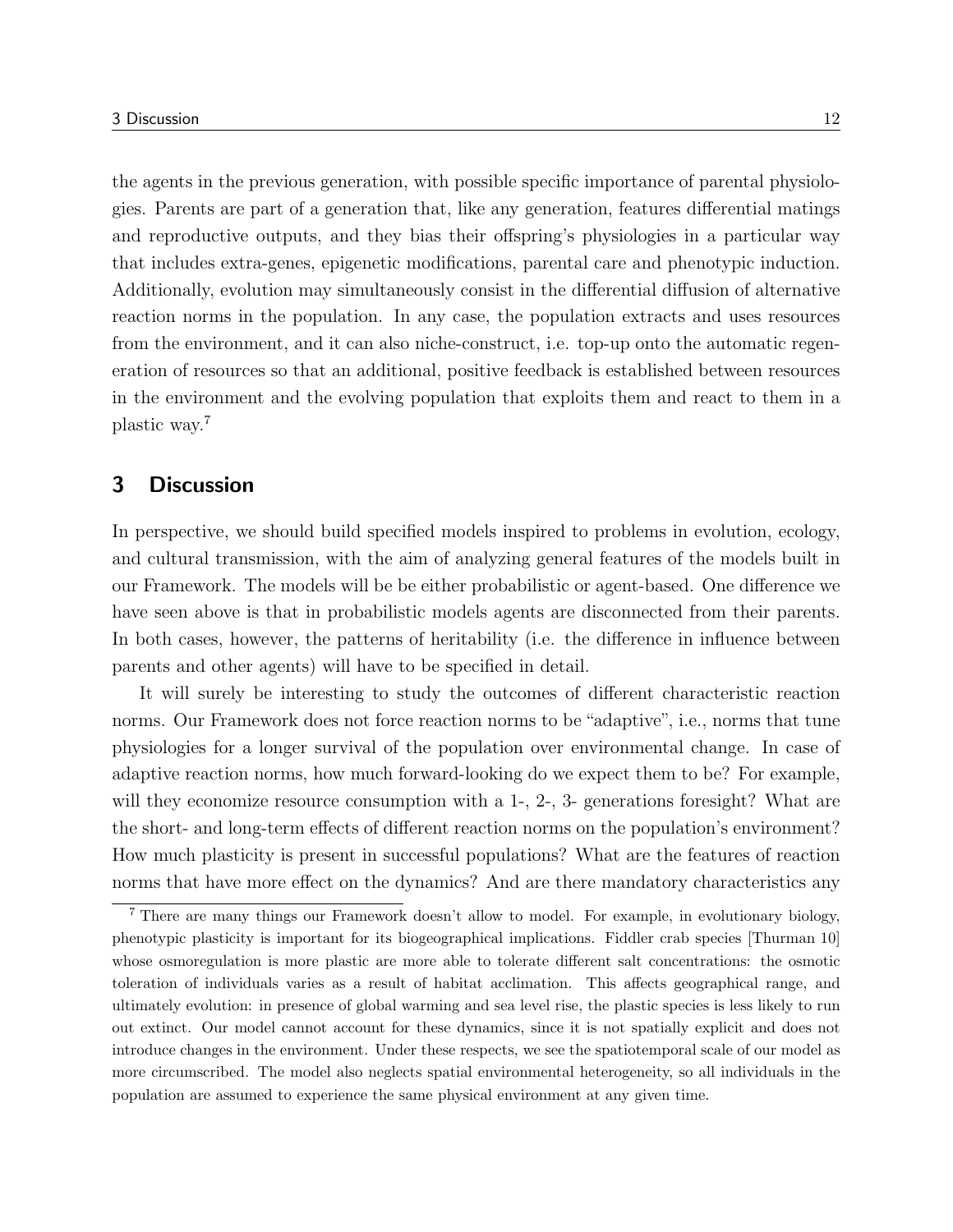the agents in the previous generation, with possible specific importance of parental physiologies. Parents are part of a generation that, like any generation, features differential matings and reproductive outputs, and they bias their offspring's physiologies in a particular way that includes extra-genes, epigenetic modifications, parental care and phenotypic induction. Additionally, evolution may simultaneously consist in the differential diffusion of alternative reaction norms in the population. In any case, the population extracts and uses resources from the environment, and it can also niche-construct, i.e. top-up onto the automatic regeneration of resources so that an additional, positive feedback is established between resources in the environment and the evolving population that exploits them and react to them in a plastic way.[7]

## 3 Discussion

In perspective, we should build specified models inspired to problems in evolution, ecology, and cultural transmission, with the aim of analyzing general features of the models built in our Framework. The models will be be either probabilistic or agent-based. One difference we have seen above is that in probabilistic models agents are disconnected from their parents. In both cases, however, the patterns of heritability (i.e. the difference in influence between parents and other agents) will have to be specified in detail.

It will surely be interesting to study the outcomes of different characteristic reaction norms. Our Framework does not force reaction norms to be "adaptive", i.e., norms that tune physiologies for a longer survival of the population over environmental change. In case of adaptive reaction norms, how much forward-looking do we expect them to be? For example, will they economize resource consumption with a 1-, 2-, 3- generations foresight? What are the short- and long-term effects of different reaction norms on the population's environment? How much plasticity is present in successful populations? What are the features of reaction norms that have more effect on the dynamics? And are there mandatory characteristics any

[7] There are many things our Framework doesn't allow to model. For example, in evolutionary biology, phenotypic plasticity is important for its biogeographical implications. Fiddler crab species [Thurman 10] whose osmoregulation is more plastic are more able to tolerate different salt concentrations: the osmotic toleration of individuals varies as a result of habitat acclimation. This affects geographical range, and ultimately evolution: in presence of global warming and sea level rise, the plastic species is less likely to run out extinct. Our model cannot account for these dynamics, since it is not spatially explicit and does not introduce changes in the environment. Under these respects, we see the spatiotemporal scale of our model as more circumscribed. The model also neglects spatial environmental heterogeneity, so all individuals in the population are assumed to experience the same physical environment at any given time.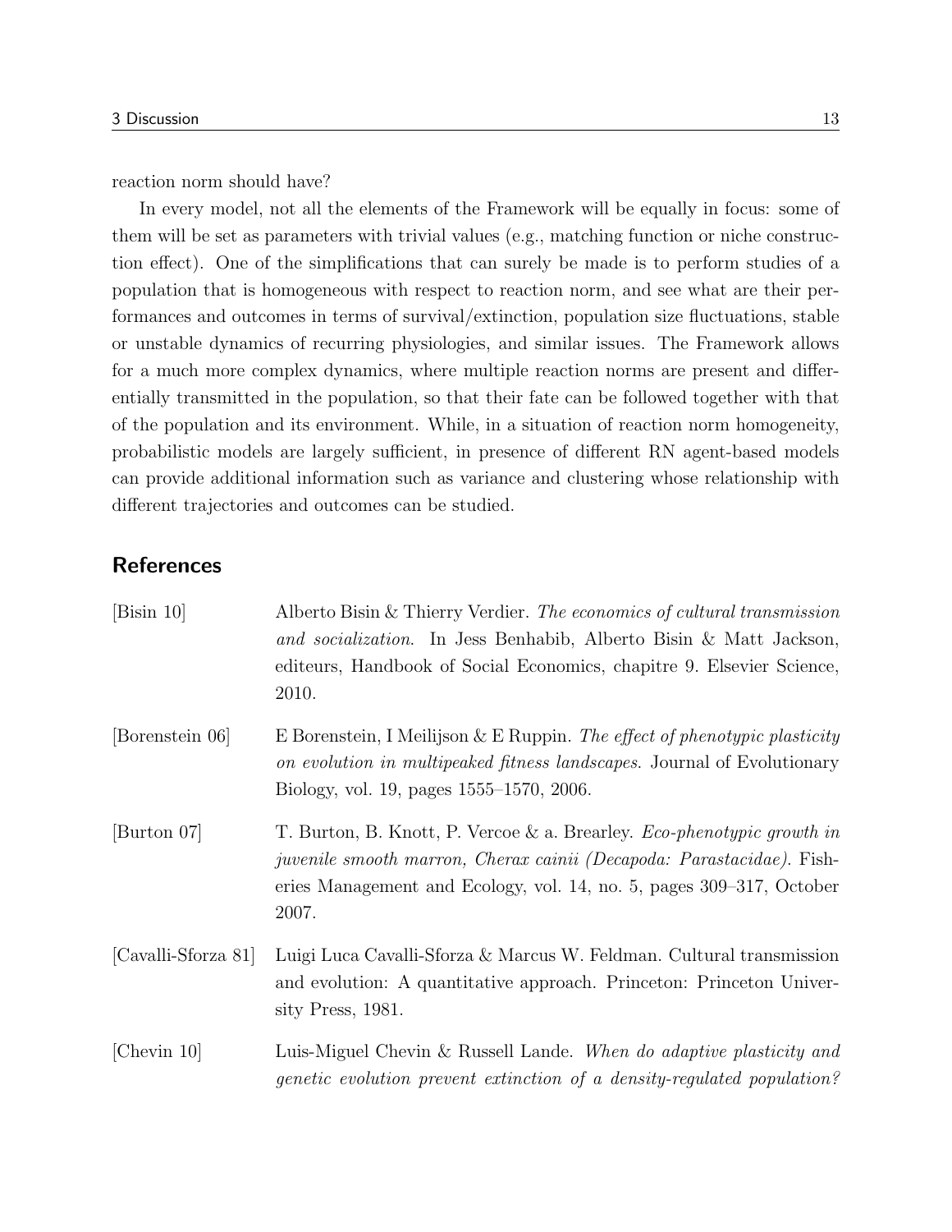reaction norm should have?

In every model, not all the elements of the Framework will be equally in focus: some of them will be set as parameters with trivial values (e.g., matching function or niche construction effect). One of the simplifications that can surely be made is to perform studies of a population that is homogeneous with respect to reaction norm, and see what are their performances and outcomes in terms of survival/extinction, population size fluctuations, stable or unstable dynamics of recurring physiologies, and similar issues. The Framework allows for a much more complex dynamics, where multiple reaction norms are present and differentially transmitted in the population, so that their fate can be followed together with that of the population and its environment. While, in a situation of reaction norm homogeneity, probabilistic models are largely sufficient, in presence of different RN agent-based models can provide additional information such as variance and clustering whose relationship with different trajectories and outcomes can be studied.

## References

[Bisin 10] Alberto Bisin & Thierry Verdier. *The economics of cultural transmission and socialization*. In Jess Benhabib, Alberto Bisin & Matt Jackson, editeurs, Handbook of Social Economics, chapitre 9. Elsevier Science, 2010.

[Borenstein 06] E Borenstein, I Meilijson & E Ruppin. *The effect of phenotypic plasticity on evolution in multipeaked fitness landscapes.* Journal of Evolutionary Biology, vol. 19, pages 1555–1570, 2006.

[Burton 07] T. Burton, B. Knott, P. Vercoe & a. Brearley. *Eco-phenotypic growth in juvenile smooth marron, Cherax cainii (Decapoda: Parastacidae).* Fisheries Management and Ecology, vol. 14, no. 5, pages 309–317, October 2007.

[Cavalli-Sforza 81] Luigi Luca Cavalli-Sforza & Marcus W. Feldman. Cultural transmission and evolution: A quantitative approach. Princeton: Princeton University Press, 1981.

[Chevin 10] Luis-Miguel Chevin & Russell Lande. *When do adaptive plasticity and genetic evolution prevent extinction of a density-regulated population?*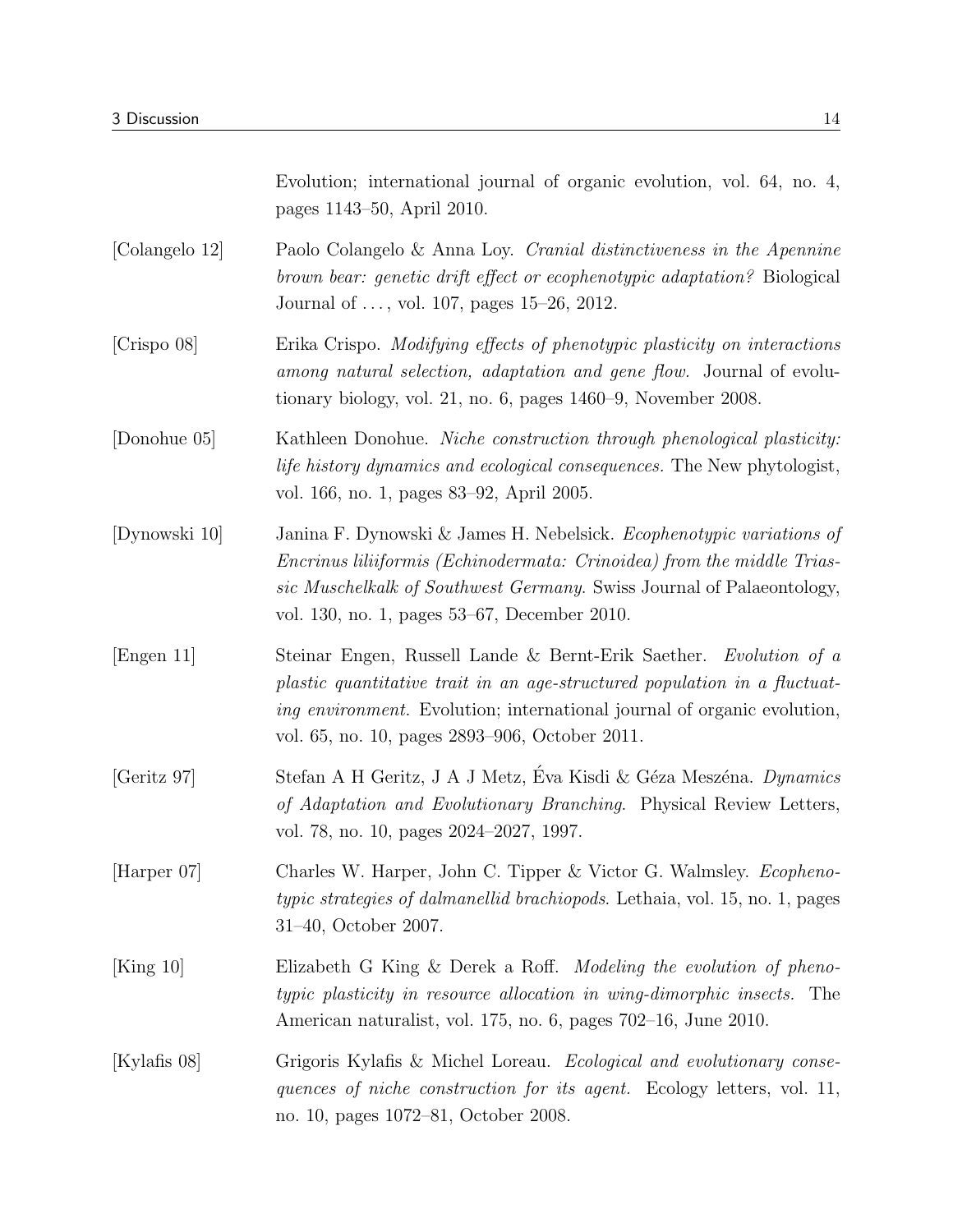Evolution; international journal of organic evolution, vol. 64, no. 4, pages 1143–50, April 2010.

[Colangelo 12] Paolo Colangelo & Anna Loy. *Cranial distinctiveness in the Apennine brown bear: genetic drift effect or ecophenotypic adaptation?* Biological Journal of . . . , vol. 107, pages 15–26, 2012.

[Crispo 08] Erika Crispo. *Modifying effects of phenotypic plasticity on interactions among natural selection, adaptation and gene flow.* Journal of evolutionary biology, vol. 21, no. 6, pages 1460–9, November 2008.

[Donohue 05] Kathleen Donohue. *Niche construction through phenological plasticity: life history dynamics and ecological consequences.* The New phytologist, vol. 166, no. 1, pages 83–92, April 2005.

[Dynowski 10] Janina F. Dynowski & James H. Nebelsick. *Ecophenotypic variations of Encrinus liliiformis (Echinodermata: Crinoidea) from the middle Triassic Muschelkalk of Southwest Germany.* Swiss Journal of Palaeontology, vol. 130, no. 1, pages 53–67, December 2010.

[Engen 11] Steinar Engen, Russell Lande & Bernt-Erik Saether. *Evolution of a plastic quantitative trait in an age-structured population in a fluctuating environment.* Evolution; international journal of organic evolution, vol. 65, no. 10, pages 2893–906, October 2011.

[Geritz 97] Stefan A H Geritz, J A J Metz, Éva Kisdi & Géza Meszéna. *Dynamics of Adaptation and Evolutionary Branching.* Physical Review Letters, vol. 78, no. 10, pages 2024–2027, 1997.

[Harper 07] Charles W. Harper, John C. Tipper & Victor G. Walmsley. *Ecophenotypic strategies of dalmanellid brachiopods.* Lethaia, vol. 15, no. 1, pages 31–40, October 2007.

[King 10] Elizabeth G King & Derek a Roff. *Modeling the evolution of phenotypic plasticity in resource allocation in wing-dimorphic insects.* The American naturalist, vol. 175, no. 6, pages 702–16, June 2010.

[Kylafis 08] Grigoris Kylafis & Michel Loreau. *Ecological and evolutionary consequences of niche construction for its agent.* Ecology letters, vol. 11, no. 10, pages 1072–81, October 2008.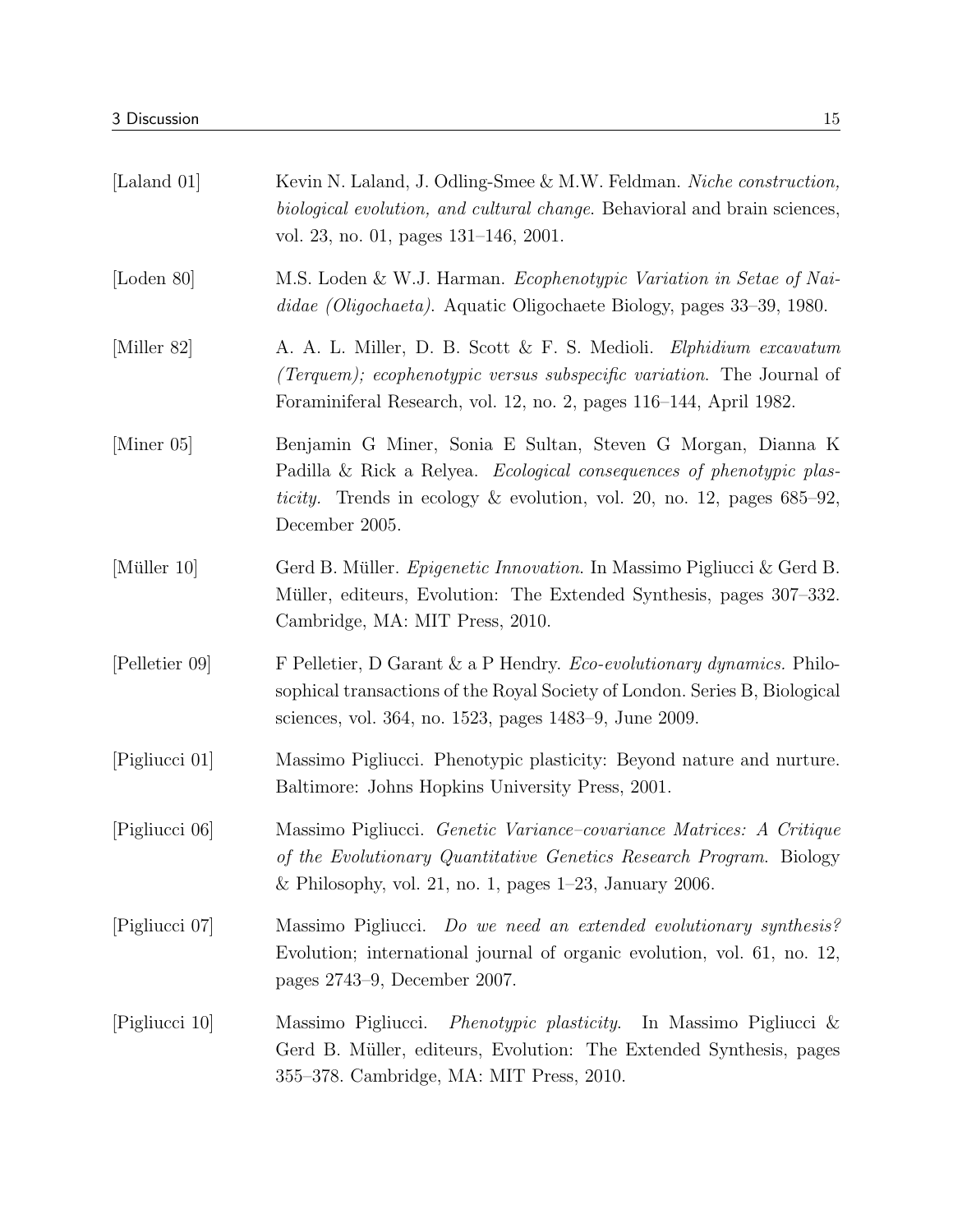[Laland 01] Kevin N. Laland, J. Odling-Smee & M.W. Feldman. *Niche construction, biological evolution, and cultural change*. Behavioral and brain sciences, vol. 23, no. 01, pages 131–146, 2001.

[Loden 80] M.S. Loden & W.J. Harman. *Ecophenotypic Variation in Setae of Naididae (Oligochaeta)*. Aquatic Oligochaete Biology, pages 33–39, 1980.

[Miller 82] A. A. L. Miller, D. B. Scott & F. S. Medioli. *Elphidium excavatum (Terquem); ecophenotypic versus subspecific variation*. The Journal of Foraminiferal Research, vol. 12, no. 2, pages 116–144, April 1982.

[Miner 05] Benjamin G Miner, Sonia E Sultan, Steven G Morgan, Dianna K Padilla & Rick a Relyea. *Ecological consequences of phenotypic plasticity*. Trends in ecology & evolution, vol. 20, no. 12, pages 685–92, December 2005.

[Müller 10] Gerd B. Müller. *Epigenetic Innovation*. In Massimo Pigliucci & Gerd B. Müller, editeurs, Evolution: The Extended Synthesis, pages 307–332. Cambridge, MA: MIT Press, 2010.

[Pelletier 09] F Pelletier, D Garant & a P Hendry. *Eco-evolutionary dynamics*. Philosophical transactions of the Royal Society of London. Series B, Biological sciences, vol. 364, no. 1523, pages 1483–9, June 2009.

[Pigliucci 01] Massimo Pigliucci. Phenotypic plasticity: Beyond nature and nurture. Baltimore: Johns Hopkins University Press, 2001.

[Pigliucci 06] Massimo Pigliucci. *Genetic Variance–covariance Matrices: A Critique of the Evolutionary Quantitative Genetics Research Program*. Biology & Philosophy, vol. 21, no. 1, pages 1–23, January 2006.

[Pigliucci 07] Massimo Pigliucci. *Do we need an extended evolutionary synthesis?* Evolution; international journal of organic evolution, vol. 61, no. 12, pages 2743–9, December 2007.

[Pigliucci 10] Massimo Pigliucci. *Phenotypic plasticity*. In Massimo Pigliucci & Gerd B. Müller, editeurs, Evolution: The Extended Synthesis, pages 355–378. Cambridge, MA: MIT Press, 2010.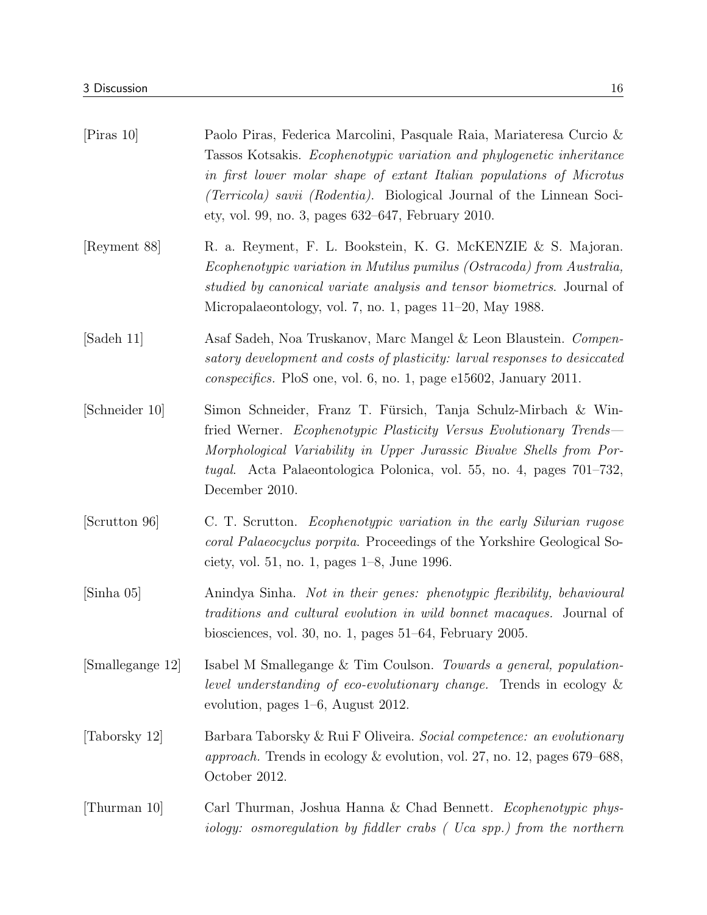[Piras 10] Paolo Piras, Federica Marcolini, Pasquale Raia, Mariateresa Curcio & Tassos Kotsakis. *Ecophenotypic variation and phylogenetic inheritance in first lower molar shape of extant Italian populations of Microtus (Terricola) savii (Rodentia).* Biological Journal of the Linnean Society, vol. 99, no. 3, pages 632–647, February 2010.

[Reyment 88] R. a. Reyment, F. L. Bookstein, K. G. McKENZIE & S. Majoran. *Ecophenotypic variation in Mutilus pumilus (Ostracoda) from Australia, studied by canonical variate analysis and tensor biometrics*. Journal of Micropalaeontology, vol. 7, no. 1, pages 11–20, May 1988.

[Sadeh 11] Asaf Sadeh, Noa Truskanov, Marc Mangel & Leon Blaustein. *Compensatory development and costs of plasticity: larval responses to desiccated conspecifics.* PloS one, vol. 6, no. 1, page e15602, January 2011.

[Schneider 10] Simon Schneider, Franz T. Fürsich, Tanja Schulz-Mirbach & Winfried Werner. *Ecophenotypic Plasticity Versus Evolutionary Trends—Morphological Variability in Upper Jurassic Bivalve Shells from Portugal*. Acta Palaeontologica Polonica, vol. 55, no. 4, pages 701–732, December 2010.

[Scrutton 96] C. T. Scrutton. *Ecophenotypic variation in the early Silurian rugose coral Palaeocyclus porpita.* Proceedings of the Yorkshire Geological Society, vol. 51, no. 1, pages 1–8, June 1996.

[Sinha 05] Anindya Sinha. *Not in their genes: phenotypic flexibility, behavioural traditions and cultural evolution in wild bonnet macaques.* Journal of biosciences, vol. 30, no. 1, pages 51–64, February 2005.

[Smallegange 12] Isabel M Smallegange & Tim Coulson. *Towards a general, population-level understanding of eco-evolutionary change.* Trends in ecology & evolution, pages 1–6, August 2012.

[Taborsky 12] Barbara Taborsky & Rui F Oliveira. *Social competence: an evolutionary approach.* Trends in ecology & evolution, vol. 27, no. 12, pages 679–688, October 2012.

[Thurman 10] Carl Thurman, Joshua Hanna & Chad Bennett. *Ecophenotypic physiology: osmoregulation by fiddler crabs ( Uca spp.) from the northern*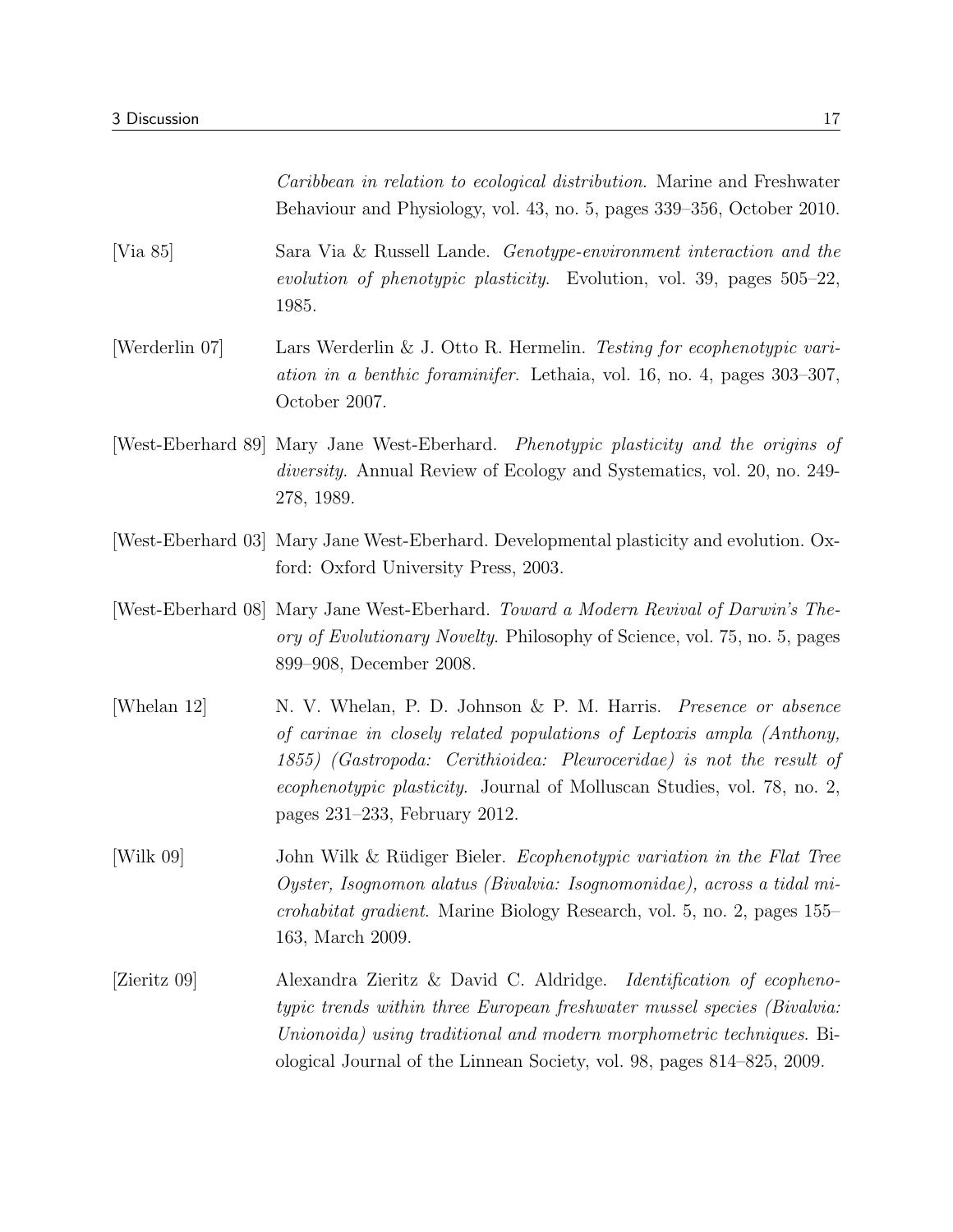*Caribbean in relation to ecological distribution*. Marine and Freshwater Behaviour and Physiology, vol. 43, no. 5, pages 339–356, October 2010.

[Via 85] Sara Via & Russell Lande. *Genotype-environment interaction and the evolution of phenotypic plasticity*. Evolution, vol. 39, pages 505–22, 1985.

[Werderlin 07] Lars Werderlin & J. Otto R. Hermelin. *Testing for ecophenotypic variation in a benthic foraminifer*. Lethaia, vol. 16, no. 4, pages 303–307, October 2007.

[West-Eberhard 89] Mary Jane West-Eberhard. *Phenotypic plasticity and the origins of diversity*. Annual Review of Ecology and Systematics, vol. 20, no. 249-278, 1989.

[West-Eberhard 03] Mary Jane West-Eberhard. Developmental plasticity and evolution. Oxford: Oxford University Press, 2003.

[West-Eberhard 08] Mary Jane West-Eberhard. *Toward a Modern Revival of Darwin's Theory of Evolutionary Novelty*. Philosophy of Science, vol. 75, no. 5, pages 899–908, December 2008.

[Whelan 12] N. V. Whelan, P. D. Johnson & P. M. Harris. *Presence or absence of carinae in closely related populations of Leptoxis ampla (Anthony, 1855) (Gastropoda: Cerithioidea: Pleuroceridae) is not the result of ecophenotypic plasticity*. Journal of Molluscan Studies, vol. 78, no. 2, pages 231–233, February 2012.

[Wilk 09] John Wilk & Rüdiger Bieler. *Ecophenotypic variation in the Flat Tree Oyster, Isognomon alatus (Bivalvia: Isognomonidae), across a tidal microhabitat gradient*. Marine Biology Research, vol. 5, no. 2, pages 155–163, March 2009.

[Zieritz 09] Alexandra Zieritz & David C. Aldridge. *Identification of ecophenotypic trends within three European freshwater mussel species (Bivalvia: Unionoida) using traditional and modern morphometric techniques*. Biological Journal of the Linnean Society, vol. 98, pages 814–825, 2009.